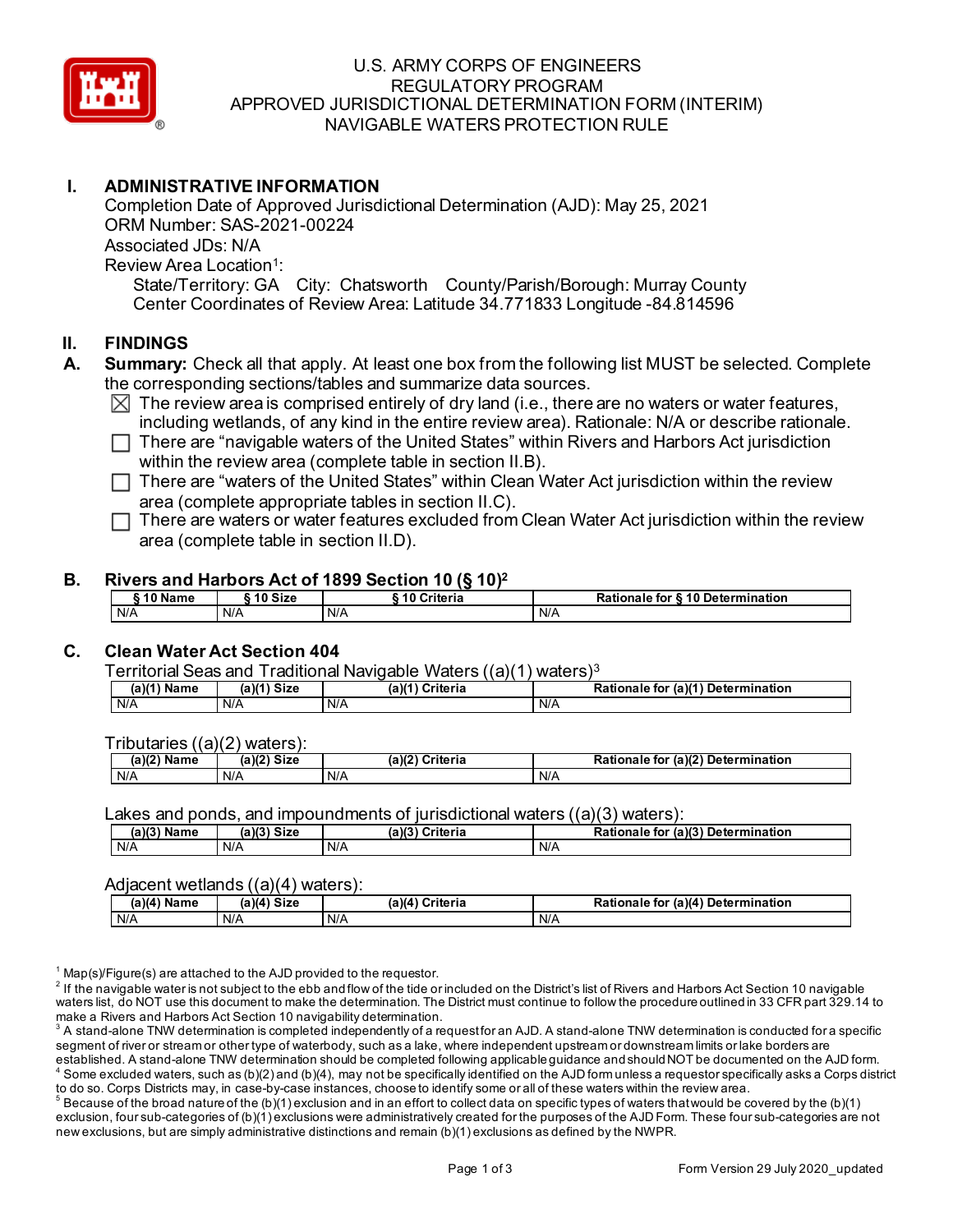# U.S. ARMY CORPS OF ENGINEERS
# REGULATORY PROGRAM
# APPROVED JURISDICTIONAL DETERMINATION FORM (INTERIM)
# NAVIGABLE WATERS PROTECTION RULE

## I. ADMINISTRATIVE INFORMATION

Completion Date of Approved Jurisdictional Determination (AJD): May 25, 2021
ORM Number: SAS-2021-00224
Associated JDs: N/A
Review Area Location[1]:
State/Territory: GA City: Chatsworth County/Parish/Borough: Murray County
Center Coordinates of Review Area: Latitude 34.771833 Longitude -84.814596

## II. FINDINGS

**A. Summary:** Check all that apply. At least one box from the following list MUST be selected. Complete the corresponding sections/tables and summarize data sources.

- ☒ The review area is comprised entirely of dry land (i.e., there are no waters or water features, including wetlands, of any kind in the entire review area). Rationale: N/A or describe rationale.
- ☐ There are "navigable waters of the United States" within Rivers and Harbors Act jurisdiction within the review area (complete table in section II.B).
- ☐ There are "waters of the United States" within Clean Water Act jurisdiction within the review area (complete appropriate tables in section II.C).
- ☐ There are waters or water features excluded from Clean Water Act jurisdiction within the review area (complete table in section II.D).

**B. Rivers and Harbors Act of 1899 Section 10 (§ 10)[2]**

| § 10 Name | § 10 Size | § 10 Criteria | Rationale for § 10 Determination |
|---|---|---|---|
| N/A | N/A | N/A | N/A |

**C. Clean Water Act Section 404**

Territorial Seas and Traditional Navigable Waters ((a)(1) waters)[3]

| (a)(1) Name | (a)(1) Size | (a)(1) Criteria | Rationale for (a)(1) Determination |
|---|---|---|---|
| N/A | N/A | N/A | N/A |

Tributaries ((a)(2) waters):

| (a)(2) Name | (a)(2) Size | (a)(2) Criteria | Rationale for (a)(2) Determination |
|---|---|---|---|
| N/A | N/A | N/A | N/A |

Lakes and ponds, and impoundments of jurisdictional waters ((a)(3) waters):

| (a)(3) Name | (a)(3) Size | (a)(3) Criteria | Rationale for (a)(3) Determination |
|---|---|---|---|
| N/A | N/A | N/A | N/A |

Adjacent wetlands ((a)(4) waters):

| (a)(4) Name | (a)(4) Size | (a)(4) Criteria | Rationale for (a)(4) Determination |
|---|---|---|---|
| N/A | N/A | N/A | N/A |

[1] Map(s)/Figure(s) are attached to the AJD provided to the requestor.
[2] If the navigable water is not subject to the ebb and flow of the tide or included on the District's list of Rivers and Harbors Act Section 10 navigable waters list, do NOT use this document to make the determination. The District must continue to follow the procedure outlined in 33 CFR part 329.14 to make a Rivers and Harbors Act Section 10 navigability determination.
[3] A stand-alone TNW determination is completed independently of a request for an AJD. A stand-alone TNW determination is conducted for a specific segment of river or stream or other type of waterbody, such as a lake, where independent upstream or downstream limits or lake borders are established. A stand-alone TNW determination should be completed following applicable guidance and should NOT be documented on the AJD form.
[4] Some excluded waters, such as (b)(2) and (b)(4), may not be specifically identified on the AJD form unless a requestor specifically asks a Corps district to do so. Corps Districts may, in case-by-case instances, choose to identify some or all of these waters within the review area.
[5] Because of the broad nature of the (b)(1) exclusion and in an effort to collect data on specific types of waters that would be covered by the (b)(1) exclusion, four sub-categories of (b)(1) exclusions were administratively created for the purposes of the AJD Form. These four sub-categories are not new exclusions, but are simply administrative distinctions and remain (b)(1) exclusions as defined by the NWPR.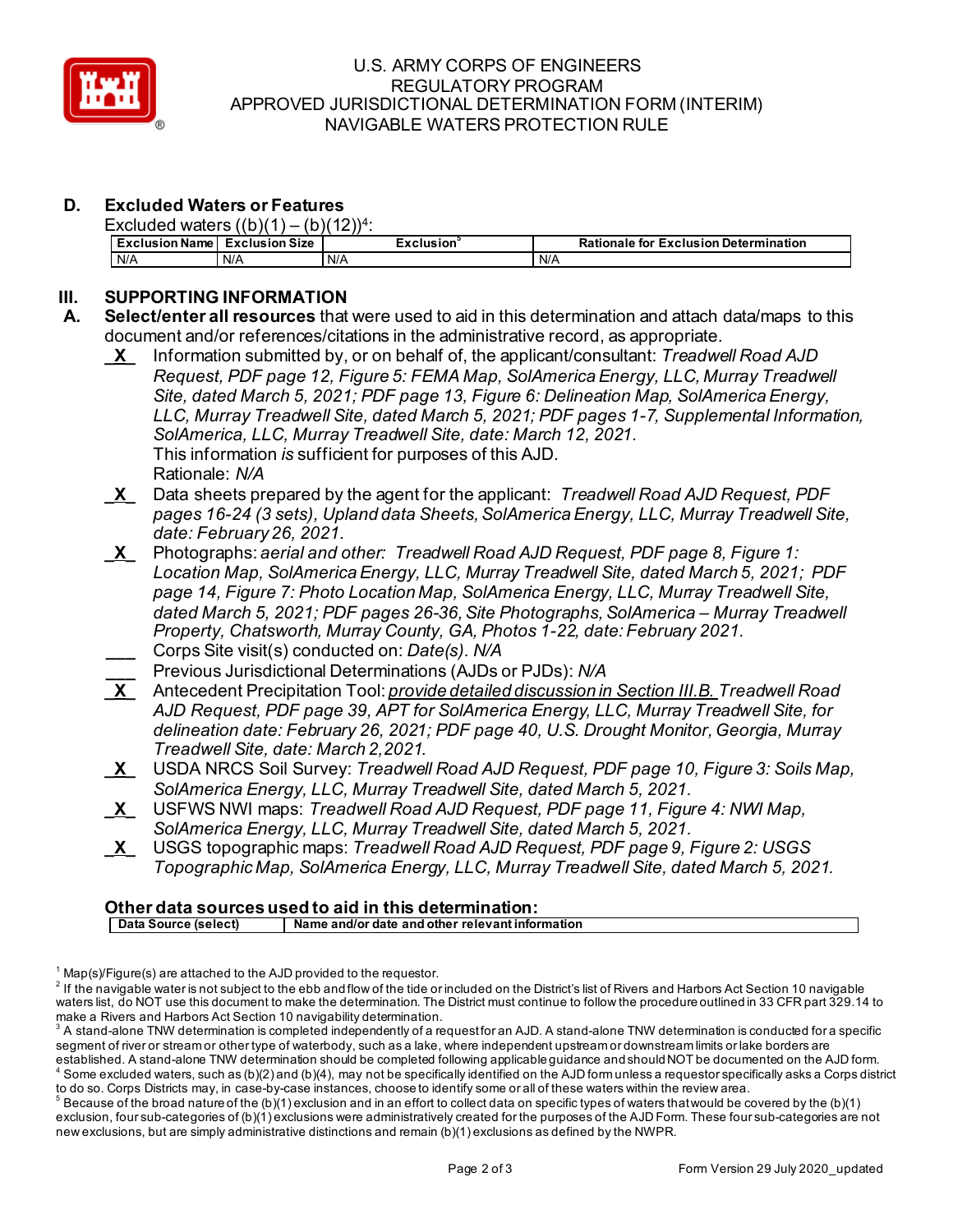## D. Excluded Waters or Features

Excluded waters ((b)(1) – (b)(12))[4]:

| Exclusion Name | Exclusion Size | Exclusion[5] | Rationale for Exclusion Determination |
|---|---|---|---|
| N/A | N/A | N/A | N/A |

## III. SUPPORTING INFORMATION

**A. Select/enter all resources** that were used to aid in this determination and attach data/maps to this document and/or references/citations in the administrative record, as appropriate.

**X** Information submitted by, or on behalf of, the applicant/consultant: *Treadwell Road AJD Request, PDF page 12, Figure 5: FEMA Map, SolAmerica Energy, LLC, Murray Treadwell Site, dated March 5, 2021; PDF page 13, Figure 6: Delineation Map, SolAmerica Energy, LLC, Murray Treadwell Site, dated March 5, 2021; PDF pages 1-7, Supplemental Information, SolAmerica, LLC, Murray Treadwell Site, date: March 12, 2021.*
This information *is* sufficient for purposes of this AJD.
Rationale: *N/A*

**X** Data sheets prepared by the agent for the applicant: *Treadwell Road AJD Request, PDF pages 16-24 (3 sets), Upland data Sheets, SolAmerica Energy, LLC, Murray Treadwell Site, date: February 26, 2021.*

**X** Photographs: *aerial and other: Treadwell Road AJD Request, PDF page 8, Figure 1: Location Map, SolAmerica Energy, LLC, Murray Treadwell Site, dated March 5, 2021; PDF page 14, Figure 7: Photo Location Map, SolAmerica Energy, LLC, Murray Treadwell Site, dated March 5, 2021; PDF pages 26-36, Site Photographs, SolAmerica – Murray Treadwell Property, Chatsworth, Murray County, GA, Photos 1-22, date: February 2021.*

___ Corps Site visit(s) conducted on: *Date(s). N/A*

___ Previous Jurisdictional Determinations (AJDs or PJDs): *N/A*

**X** Antecedent Precipitation Tool: *provide detailed discussion in Section III.B. Treadwell Road AJD Request, PDF page 39, APT for SolAmerica Energy, LLC, Murray Treadwell Site, for delineation date: February 26, 2021; PDF page 40, U.S. Drought Monitor, Georgia, Murray Treadwell Site, date: March 2, 2021.*

**X** USDA NRCS Soil Survey: *Treadwell Road AJD Request, PDF page 10, Figure 3: Soils Map, SolAmerica Energy, LLC, Murray Treadwell Site, dated March 5, 2021.*

**X** USFWS NWI maps: *Treadwell Road AJD Request, PDF page 11, Figure 4: NWI Map, SolAmerica Energy, LLC, Murray Treadwell Site, dated March 5, 2021.*

**X** USGS topographic maps: *Treadwell Road AJD Request, PDF page 9, Figure 2: USGS Topographic Map, SolAmerica Energy, LLC, Murray Treadwell Site, dated March 5, 2021.*

### Other data sources used to aid in this determination:

| Data Source (select) | Name and/or date and other relevant information |
|---|---|

[1] Map(s)/Figure(s) are attached to the AJD provided to the requestor.

[2] If the navigable water is not subject to the ebb and flow of the tide or included on the District's list of Rivers and Harbors Act Section 10 navigable waters list, do NOT use this document to make the determination. The District must continue to follow the procedure outlined in 33 CFR part 329.14 to make a Rivers and Harbors Act Section 10 navigability determination.

[3] A stand-alone TNW determination is completed independently of a request for an AJD. A stand-alone TNW determination is conducted for a specific segment of river or stream or other type of waterbody, such as a lake, where independent upstream or downstream limits or lake borders are established. A stand-alone TNW determination should be completed following applicable guidance and should NOT be documented on the AJD form.

[4] Some excluded waters, such as (b)(2) and (b)(4), may not be specifically identified on the AJD form unless a requestor specifically asks a Corps district to do so. Corps Districts may, in case-by-case instances, choose to identify some or all of these waters within the review area.

[5] Because of the broad nature of the (b)(1) exclusion and in an effort to collect data on specific types of waters that would be covered by the (b)(1) exclusion, four sub-categories of (b)(1) exclusions were administratively created for the purposes of the AJD Form. These four sub-categories are not new exclusions, but are simply administrative distinctions and remain (b)(1) exclusions as defined by the NWPR.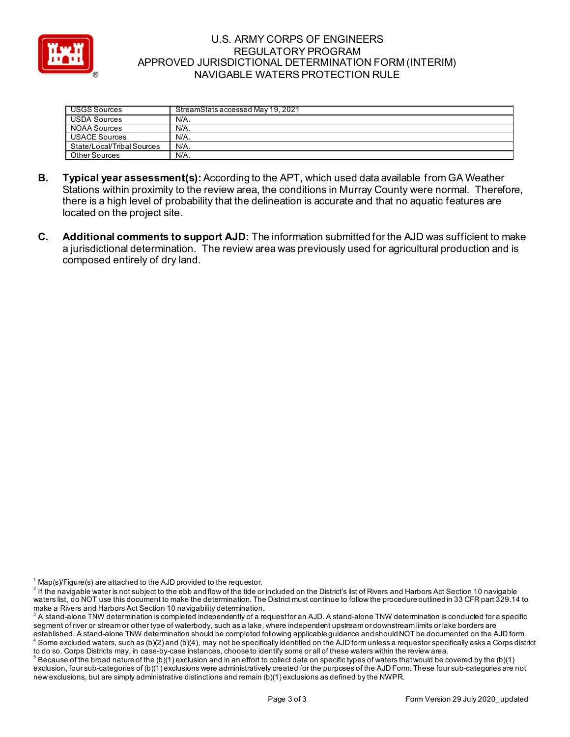| | |
|---|---|
| USGS Sources | StreamStats accessed May 19, 2021 |
| USDA Sources | N/A. |
| NOAA Sources | N/A. |
| USACE Sources | N/A. |
| State/Local/Tribal Sources | N/A. |
| Other Sources | N/A. |

**B. Typical year assessment(s):** According to the APT, which used data available from GA Weather Stations within proximity to the review area, the conditions in Murray County were normal. Therefore, there is a high level of probability that the delineation is accurate and that no aquatic features are located on the project site.

**C. Additional comments to support AJD:** The information submitted for the AJD was sufficient to make a jurisdictional determination. The review area was previously used for agricultural production and is composed entirely of dry land.

[1] Map(s)/Figure(s) are attached to the AJD provided to the requestor.
[2] If the navigable water is not subject to the ebb and flow of the tide or included on the District's list of Rivers and Harbors Act Section 10 navigable waters list, do NOT use this document to make the determination. The District must continue to follow the procedure outlined in 33 CFR part 329.14 to make a Rivers and Harbors Act Section 10 navigability determination.
[3] A stand-alone TNW determination is completed independently of a request for an AJD. A stand-alone TNW determination is conducted for a specific segment of river or stream or other type of waterbody, such as a lake, where independent upstream or downstream limits or lake borders are established. A stand-alone TNW determination should be completed following applicable guidance and should NOT be documented on the AJD form.
[4] Some excluded waters, such as (b)(2) and (b)(4), may not be specifically identified on the AJD form unless a requestor specifically asks a Corps district to do so. Corps Districts may, in case-by-case instances, choose to identify some or all of these waters within the review area.
[5] Because of the broad nature of the (b)(1) exclusion and in an effort to collect data on specific types of waters that would be covered by the (b)(1) exclusion, four sub-categories of (b)(1) exclusions were administratively created for the purposes of the AJD Form. These four sub-categories are not new exclusions, but are simply administrative distinctions and remain (b)(1) exclusions as defined by the NWPR.